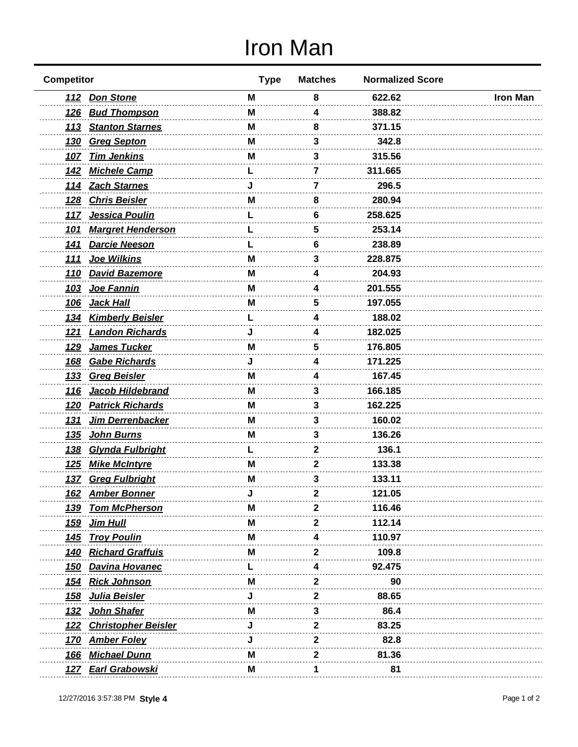# Iron Man

| Competitor | | Type | Matches | Normalized Score | |
|---|---|---|---|---|---|
| ***112*** | ***Don Stone*** | **M** | **8** | **622.62** | **Iron Man** |
| ***126*** | ***Bud Thompson*** | **M** | **4** | **388.82** | |
| ***113*** | ***Stanton Starnes*** | **M** | **8** | **371.15** | |
| ***130*** | ***Greg Septon*** | **M** | **3** | **342.8** | |
| ***107*** | ***Tim Jenkins*** | **M** | **3** | **315.56** | |
| ***142*** | ***Michele Camp*** | **L** | **7** | **311.665** | |
| ***114*** | ***Zach Starnes*** | **J** | **7** | **296.5** | |
| ***128*** | ***Chris Beisler*** | **M** | **8** | **280.94** | |
| ***117*** | ***Jessica Poulin*** | **L** | **6** | **258.625** | |
| ***101*** | ***Margret Henderson*** | **L** | **5** | **253.14** | |
| ***141*** | ***Darcie Neeson*** | **L** | **6** | **238.89** | |
| ***111*** | ***Joe Wilkins*** | **M** | **3** | **228.875** | |
| ***110*** | ***David Bazemore*** | **M** | **4** | **204.93** | |
| ***103*** | ***Joe Fannin*** | **M** | **4** | **201.555** | |
| ***106*** | ***Jack Hall*** | **M** | **5** | **197.055** | |
| ***134*** | ***Kimberly Beisler*** | **L** | **4** | **188.02** | |
| ***121*** | ***Landon Richards*** | **J** | **4** | **182.025** | |
| ***129*** | ***James Tucker*** | **M** | **5** | **176.805** | |
| ***168*** | ***Gabe Richards*** | **J** | **4** | **171.225** | |
| ***133*** | ***Greg Beisler*** | **M** | **4** | **167.45** | |
| ***116*** | ***Jacob Hildebrand*** | **M** | **3** | **166.185** | |
| ***120*** | ***Patrick Richards*** | **M** | **3** | **162.225** | |
| ***131*** | ***Jim Derrenbacker*** | **M** | **3** | **160.02** | |
| ***135*** | ***John Burns*** | **M** | **3** | **136.26** | |
| ***138*** | ***Glynda Fulbright*** | **L** | **2** | **136.1** | |
| ***125*** | ***Mike McIntyre*** | **M** | **2** | **133.38** | |
| ***137*** | ***Greg Fulbright*** | **M** | **3** | **133.11** | |
| ***162*** | ***Amber Bonner*** | **J** | **2** | **121.05** | |
| ***139*** | ***Tom McPherson*** | **M** | **2** | **116.46** | |
| ***159*** | ***Jim Hull*** | **M** | **2** | **112.14** | |
| ***145*** | ***Troy Poulin*** | **M** | **4** | **110.97** | |
| ***140*** | ***Richard Graffuis*** | **M** | **2** | **109.8** | |
| ***150*** | ***Davina Hovanec*** | **L** | **4** | **92.475** | |
| ***154*** | ***Rick Johnson*** | **M** | **2** | **90** | |
| ***158*** | ***Julia Beisler*** | **J** | **2** | **88.65** | |
| ***132*** | ***John Shafer*** | **M** | **3** | **86.4** | |
| ***122*** | ***Christopher Beisler*** | **J** | **2** | **83.25** | |
| ***170*** | ***Amber Foley*** | **J** | **2** | **82.8** | |
| ***166*** | ***Michael Dunn*** | **M** | **2** | **81.36** | |
| ***127*** | ***Earl Grabowski*** | **M** | **1** | **81** | |

12/27/2016 3:57:38 PM **Style 4**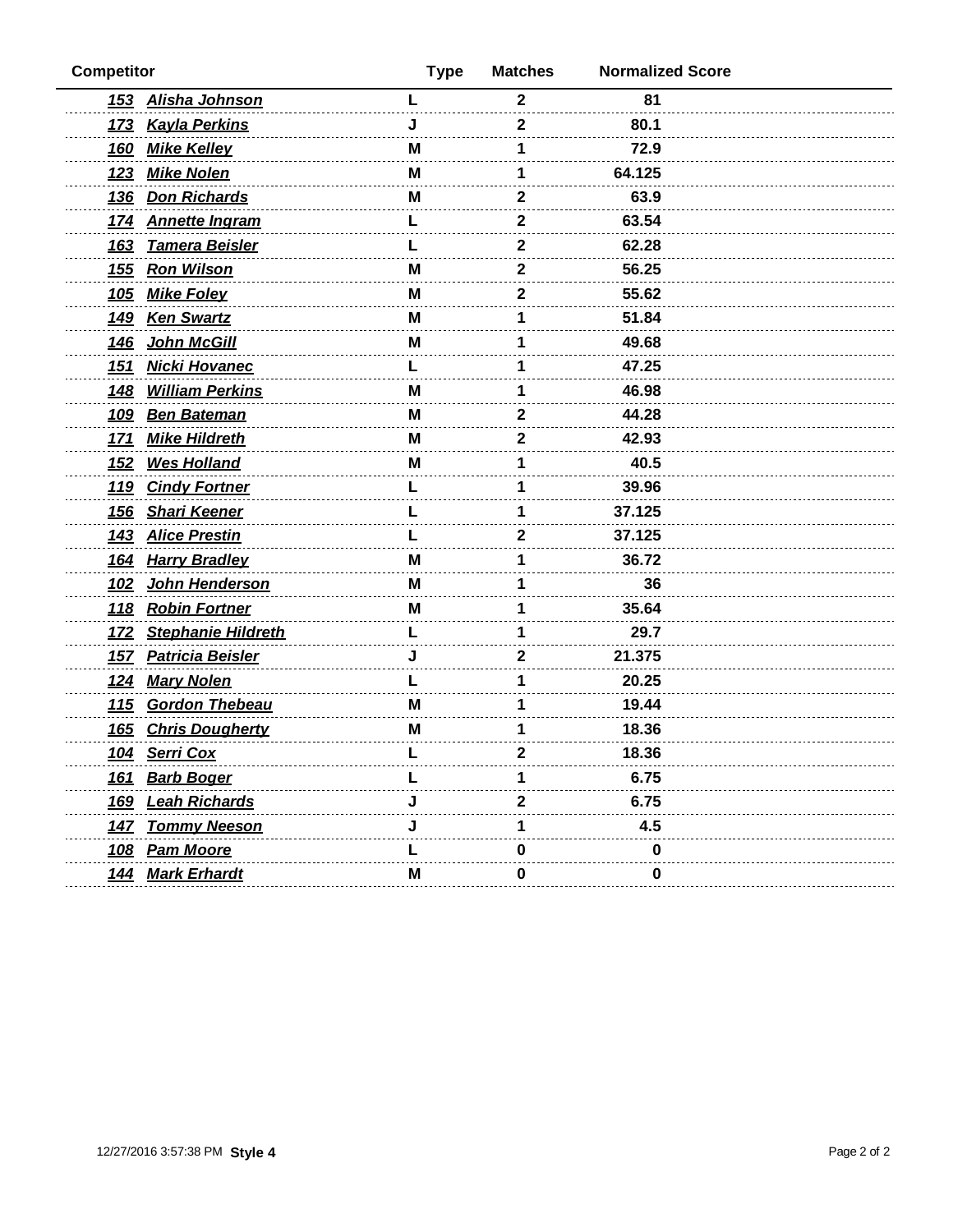| Competitor | | Type | Matches | Normalized Score |
|---|---|---|---|---|
| 153 | Alisha Johnson | L | 2 | 81 |
| 173 | Kayla Perkins | J | 2 | 80.1 |
| 160 | Mike Kelley | M | 1 | 72.9 |
| 123 | Mike Nolen | M | 1 | 64.125 |
| 136 | Don Richards | M | 2 | 63.9 |
| 174 | Annette Ingram | L | 2 | 63.54 |
| 163 | Tamera Beisler | L | 2 | 62.28 |
| 155 | Ron Wilson | M | 2 | 56.25 |
| 105 | Mike Foley | M | 2 | 55.62 |
| 149 | Ken Swartz | M | 1 | 51.84 |
| 146 | John McGill | M | 1 | 49.68 |
| 151 | Nicki Hovanec | L | 1 | 47.25 |
| 148 | William Perkins | M | 1 | 46.98 |
| 109 | Ben Bateman | M | 2 | 44.28 |
| 171 | Mike Hildreth | M | 2 | 42.93 |
| 152 | Wes Holland | M | 1 | 40.5 |
| 119 | Cindy Fortner | L | 1 | 39.96 |
| 156 | Shari Keener | L | 1 | 37.125 |
| 143 | Alice Prestin | L | 2 | 37.125 |
| 164 | Harry Bradley | M | 1 | 36.72 |
| 102 | John Henderson | M | 1 | 36 |
| 118 | Robin Fortner | M | 1 | 35.64 |
| 172 | Stephanie Hildreth | L | 1 | 29.7 |
| 157 | Patricia Beisler | J | 2 | 21.375 |
| 124 | Mary Nolen | L | 1 | 20.25 |
| 115 | Gordon Thebeau | M | 1 | 19.44 |
| 165 | Chris Dougherty | M | 1 | 18.36 |
| 104 | Serri Cox | L | 2 | 18.36 |
| 161 | Barb Boger | L | 1 | 6.75 |
| 169 | Leah Richards | J | 2 | 6.75 |
| 147 | Tommy Neeson | J | 1 | 4.5 |
| 108 | Pam Moore | L | 0 | 0 |
| 144 | Mark Erhardt | M | 0 | 0 |

12/27/2016 3:57:38 PM **Style 4**